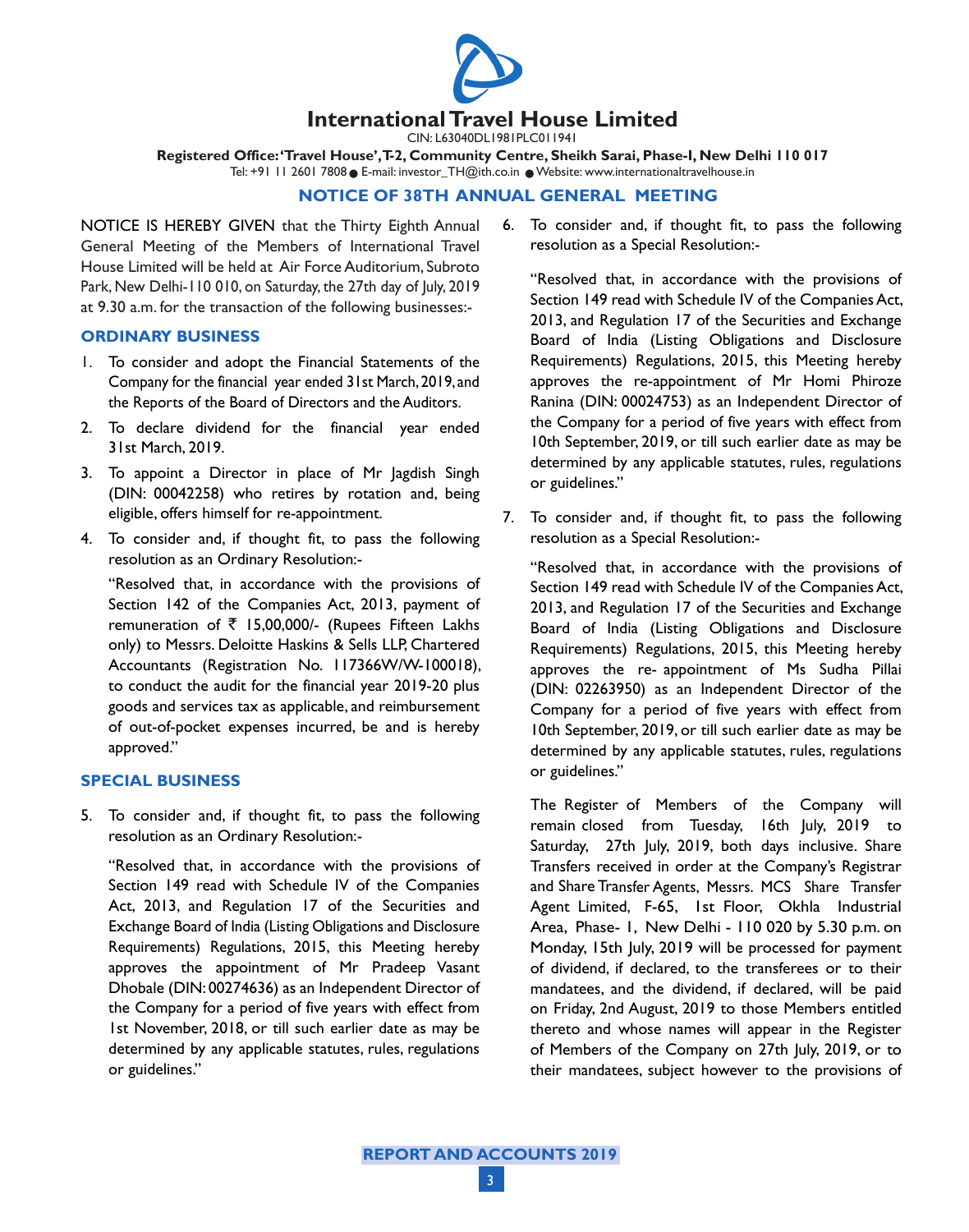# International Travel House Limited

CIN: L63040DL1981PLC011941

**Registered Office: 'Travel House', T-2, Community Centre, Sheikh Sarai, Phase-I, New Delhi 110 017**

Tel: +91 11 2601 7808 ● E-mail: investor_TH@ith.co.in ● Website: www.internationaltravelhouse.in

## NOTICE OF 38TH ANNUAL GENERAL MEETING

NOTICE IS HEREBY GIVEN that the Thirty Eighth Annual General Meeting of the Members of International Travel House Limited will be held at Air Force Auditorium, Subroto Park, New Delhi-110 010, on Saturday, the 27th day of July, 2019 at 9.30 a.m. for the transaction of the following businesses:-

### ORDINARY BUSINESS

1. To consider and adopt the Financial Statements of the Company for the financial year ended 31st March, 2019, and the Reports of the Board of Directors and the Auditors.

2. To declare dividend for the financial year ended 31st March, 2019.

3. To appoint a Director in place of Mr Jagdish Singh (DIN: 00042258) who retires by rotation and, being eligible, offers himself for re-appointment.

4. To consider and, if thought fit, to pass the following resolution as an Ordinary Resolution:-

   "Resolved that, in accordance with the provisions of Section 142 of the Companies Act, 2013, payment of remuneration of ₹ 15,00,000/- (Rupees Fifteen Lakhs only) to Messrs. Deloitte Haskins & Sells LLP, Chartered Accountants (Registration No. 117366W/W-100018), to conduct the audit for the financial year 2019-20 plus goods and services tax as applicable, and reimbursement of out-of-pocket expenses incurred, be and is hereby approved."

### SPECIAL BUSINESS

5. To consider and, if thought fit, to pass the following resolution as an Ordinary Resolution:-

   "Resolved that, in accordance with the provisions of Section 149 read with Schedule IV of the Companies Act, 2013, and Regulation 17 of the Securities and Exchange Board of India (Listing Obligations and Disclosure Requirements) Regulations, 2015, this Meeting hereby approves the appointment of Mr Pradeep Vasant Dhobale (DIN: 00274636) as an Independent Director of the Company for a period of five years with effect from 1st November, 2018, or till such earlier date as may be determined by any applicable statutes, rules, regulations or guidelines."

6. To consider and, if thought fit, to pass the following resolution as a Special Resolution:-

   "Resolved that, in accordance with the provisions of Section 149 read with Schedule IV of the Companies Act, 2013, and Regulation 17 of the Securities and Exchange Board of India (Listing Obligations and Disclosure Requirements) Regulations, 2015, this Meeting hereby approves the re-appointment of Mr Homi Phiroze Ranina (DIN: 00024753) as an Independent Director of the Company for a period of five years with effect from 10th September, 2019, or till such earlier date as may be determined by any applicable statutes, rules, regulations or guidelines."

7. To consider and, if thought fit, to pass the following resolution as a Special Resolution:-

   "Resolved that, in accordance with the provisions of Section 149 read with Schedule IV of the Companies Act, 2013, and Regulation 17 of the Securities and Exchange Board of India (Listing Obligations and Disclosure Requirements) Regulations, 2015, this Meeting hereby approves the re- appointment of Ms Sudha Pillai (DIN: 02263950) as an Independent Director of the Company for a period of five years with effect from 10th September, 2019, or till such earlier date as may be determined by any applicable statutes, rules, regulations or guidelines."

The Register of Members of the Company will remain closed from Tuesday, 16th July, 2019 to Saturday, 27th July, 2019, both days inclusive. Share Transfers received in order at the Company's Registrar and Share Transfer Agents, Messrs. MCS Share Transfer Agent Limited, F-65, 1st Floor, Okhla Industrial Area, Phase- 1, New Delhi - 110 020 by 5.30 p.m. on Monday, 15th July, 2019 will be processed for payment of dividend, if declared, to the transferees or to their mandatees, and the dividend, if declared, will be paid on Friday, 2nd August, 2019 to those Members entitled thereto and whose names will appear in the Register of Members of the Company on 27th July, 2019, or to their mandatees, subject however to the provisions of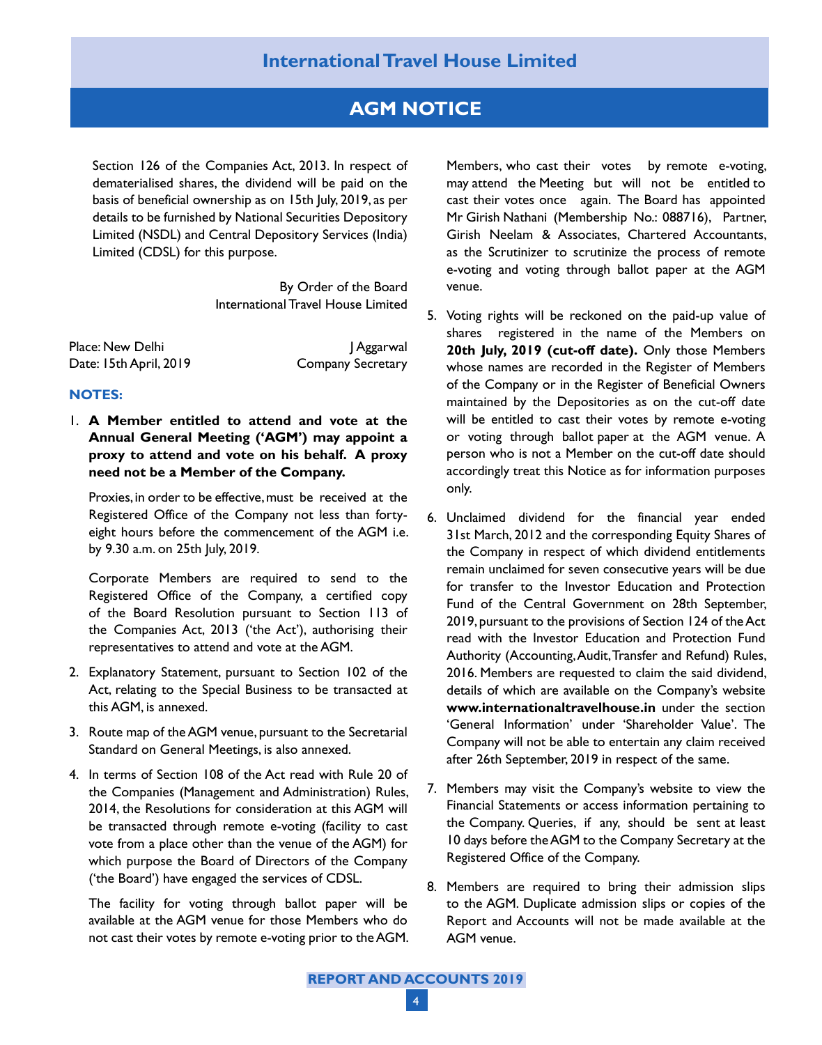Section 126 of the Companies Act, 2013. In respect of dematerialised shares, the dividend will be paid on the basis of beneficial ownership as on 15th July, 2019, as per details to be furnished by National Securities Depository Limited (NSDL) and Central Depository Services (India) Limited (CDSL) for this purpose.

By Order of the Board
International Travel House Limited

Place: New Delhi
Date: 15th April, 2019

J Aggarwal
Company Secretary

## NOTES:

1. **A Member entitled to attend and vote at the Annual General Meeting ('AGM') may appoint a proxy to attend and vote on his behalf. A proxy need not be a Member of the Company.**

   Proxies, in order to be effective, must be received at the Registered Office of the Company not less than forty-eight hours before the commencement of the AGM i.e. by 9.30 a.m. on 25th July, 2019.

   Corporate Members are required to send to the Registered Office of the Company, a certified copy of the Board Resolution pursuant to Section 113 of the Companies Act, 2013 ('the Act'), authorising their representatives to attend and vote at the AGM.

2. Explanatory Statement, pursuant to Section 102 of the Act, relating to the Special Business to be transacted at this AGM, is annexed.

3. Route map of the AGM venue, pursuant to the Secretarial Standard on General Meetings, is also annexed.

4. In terms of Section 108 of the Act read with Rule 20 of the Companies (Management and Administration) Rules, 2014, the Resolutions for consideration at this AGM will be transacted through remote e-voting (facility to cast vote from a place other than the venue of the AGM) for which purpose the Board of Directors of the Company ('the Board') have engaged the services of CDSL.

   The facility for voting through ballot paper will be available at the AGM venue for those Members who do not cast their votes by remote e-voting prior to the AGM. Members, who cast their votes by remote e-voting, may attend the Meeting but will not be entitled to cast their votes once again. The Board has appointed Mr Girish Nathani (Membership No.: 088716), Partner, Girish Neelam & Associates, Chartered Accountants, as the Scrutinizer to scrutinize the process of remote e-voting and voting through ballot paper at the AGM venue.

5. Voting rights will be reckoned on the paid-up value of shares registered in the name of the Members on **20th July, 2019 (cut-off date).** Only those Members whose names are recorded in the Register of Members of the Company or in the Register of Beneficial Owners maintained by the Depositories as on the cut-off date will be entitled to cast their votes by remote e-voting or voting through ballot paper at the AGM venue. A person who is not a Member on the cut-off date should accordingly treat this Notice as for information purposes only.

6. Unclaimed dividend for the financial year ended 31st March, 2012 and the corresponding Equity Shares of the Company in respect of which dividend entitlements remain unclaimed for seven consecutive years will be due for transfer to the Investor Education and Protection Fund of the Central Government on 28th September, 2019, pursuant to the provisions of Section 124 of the Act read with the Investor Education and Protection Fund Authority (Accounting, Audit, Transfer and Refund) Rules, 2016. Members are requested to claim the said dividend, details of which are available on the Company's website **www.internationaltravelhouse.in** under the section 'General Information' under 'Shareholder Value'. The Company will not be able to entertain any claim received after 26th September, 2019 in respect of the same.

7. Members may visit the Company's website to view the Financial Statements or access information pertaining to the Company. Queries, if any, should be sent at least 10 days before the AGM to the Company Secretary at the Registered Office of the Company.

8. Members are required to bring their admission slips to the AGM. Duplicate admission slips or copies of the Report and Accounts will not be made available at the AGM venue.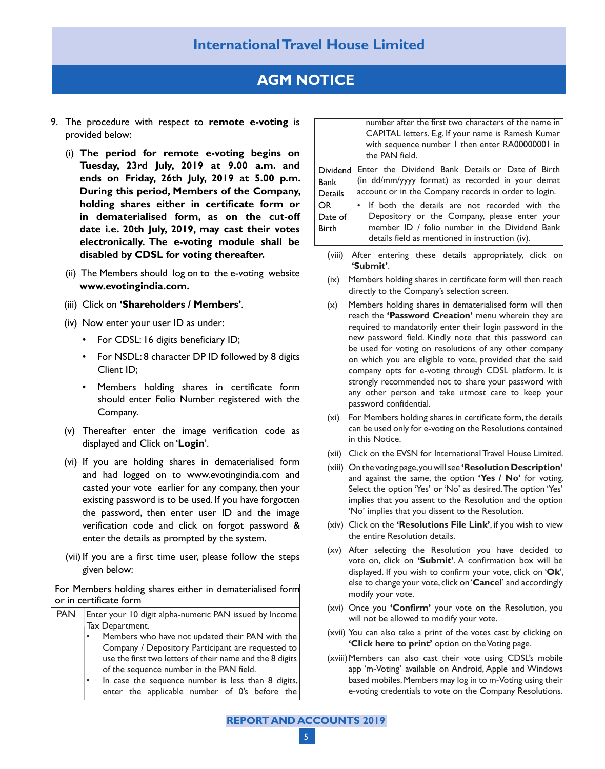9. The procedure with respect to **remote e-voting** is provided below:

   (i) **The period for remote e-voting begins on Tuesday, 23rd July, 2019 at 9.00 a.m. and ends on Friday, 26th July, 2019 at 5.00 p.m. During this period, Members of the Company, holding shares either in certificate form or in dematerialised form, as on the cut-off date i.e. 20th July, 2019, may cast their votes electronically. The e-voting module shall be disabled by CDSL for voting thereafter.**

   (ii) The Members should log on to the e-voting website **www.evotingindia.com.**

   (iii) Click on **'Shareholders / Members'**.

   (iv) Now enter your user ID as under:

   - For CDSL: 16 digits beneficiary ID;
   - For NSDL: 8 character DP ID followed by 8 digits Client ID;
   - Members holding shares in certificate form should enter Folio Number registered with the Company.

   (v) Thereafter enter the image verification code as displayed and Click on '**Login**'.

   (vi) If you are holding shares in dematerialised form and had logged on to www.evotingindia.com and casted your vote earlier for any company, then your existing password is to be used. If you have forgotten the password, then enter user ID and the image verification code and click on forgot password & enter the details as prompted by the system.

   (vii) If you are a first time user, please follow the steps given below:

| For Members holding shares either in dematerialised form or in certificate form | |
|---|---|
| PAN | Enter your 10 digit alpha-numeric PAN issued by Income Tax Department.<br>• Members who have not updated their PAN with the Company / Depository Participant are requested to use the first two letters of their name and the 8 digits of the sequence number in the PAN field.<br>• In case the sequence number is less than 8 digits, enter the applicable number of 0's before the number after the first two characters of the name in CAPITAL letters. E.g. If your name is Ramesh Kumar with sequence number 1 then enter RA00000001 in the PAN field. |
| Dividend Bank Details OR Date of Birth | Enter the Dividend Bank Details or Date of Birth (in dd/mm/yyyy format) as recorded in your demat account or in the Company records in order to login.<br>• If both the details are not recorded with the Depository or the Company, please enter your member ID / folio number in the Dividend Bank details field as mentioned in instruction (iv). |

   (viii) After entering these details appropriately, click on **'Submit'**.

   (ix) Members holding shares in certificate form will then reach directly to the Company's selection screen.

   (x) Members holding shares in dematerialised form will then reach the **'Password Creation'** menu wherein they are required to mandatorily enter their login password in the new password field. Kindly note that this password can be used for voting on resolutions of any other company on which you are eligible to vote, provided that the said company opts for e-voting through CDSL platform. It is strongly recommended not to share your password with any other person and take utmost care to keep your password confidential.

   (xi) For Members holding shares in certificate form, the details can be used only for e-voting on the Resolutions contained in this Notice.

   (xii) Click on the EVSN for International Travel House Limited.

   (xiii) On the voting page, you will see **'Resolution Description'** and against the same, the option **'Yes / No'** for voting. Select the option 'Yes' or 'No' as desired. The option 'Yes' implies that you assent to the Resolution and the option 'No' implies that you dissent to the Resolution.

   (xiv) Click on the **'Resolutions File Link'**, if you wish to view the entire Resolution details.

   (xv) After selecting the Resolution you have decided to vote on, click on **'Submit'**. A confirmation box will be displayed. If you wish to confirm your vote, click on '**Ok**', else to change your vote, click on '**Cancel**' and accordingly modify your vote.

   (xvi) Once you **'Confirm'** your vote on the Resolution, you will not be allowed to modify your vote.

   (xvii) You can also take a print of the votes cast by clicking on **'Click here to print'** option on the Voting page.

   (xviii) Members can also cast their vote using CDSL's mobile app 'm-Voting' available on Android, Apple and Windows based mobiles. Members may log in to m-Voting using their e-voting credentials to vote on the Company Resolutions.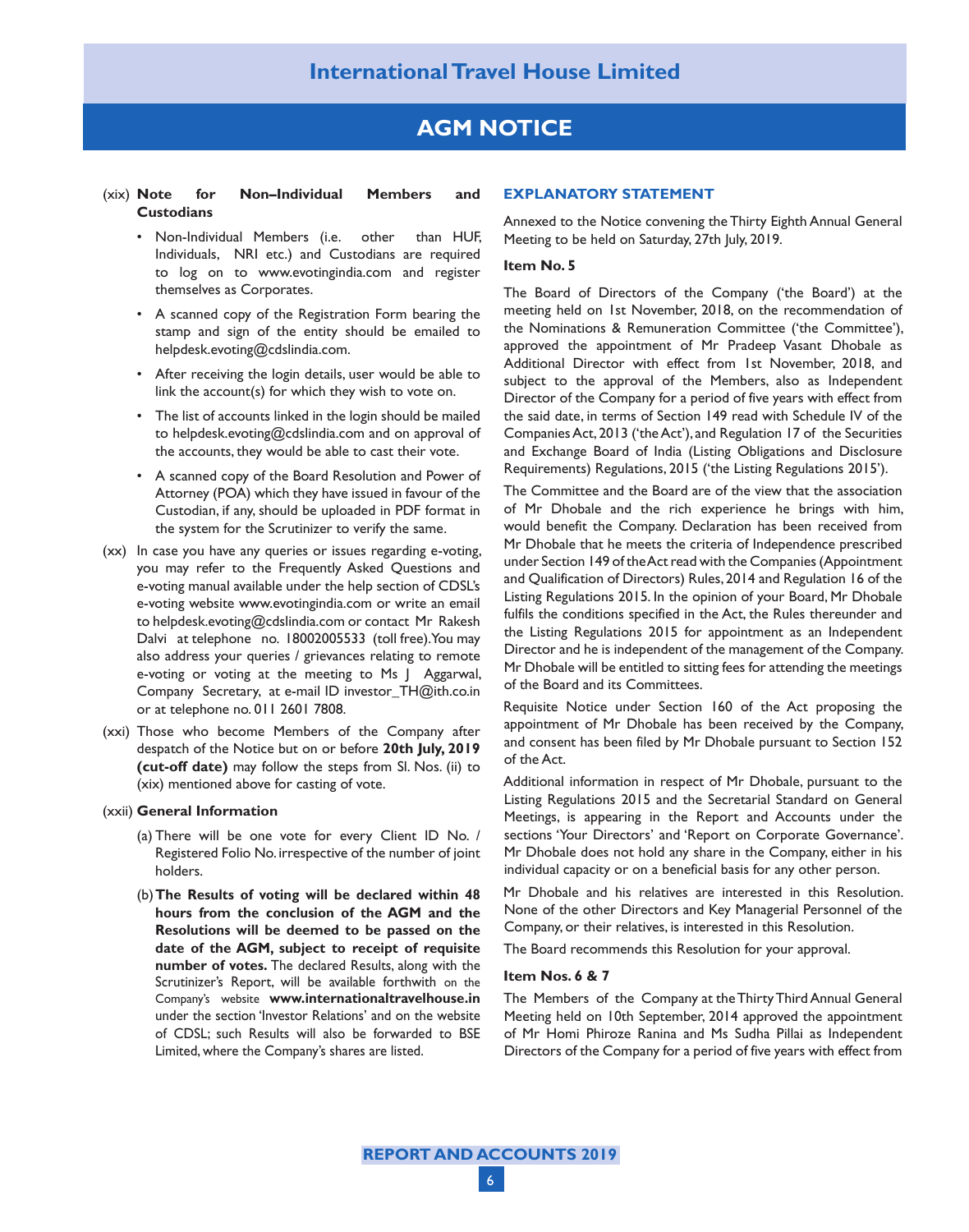(xix) **Note for Non–Individual Members and Custodians**

- Non-Individual Members (i.e. other than HUF, Individuals, NRI etc.) and Custodians are required to log on to www.evotingindia.com and register themselves as Corporates.
- A scanned copy of the Registration Form bearing the stamp and sign of the entity should be emailed to helpdesk.evoting@cdslindia.com.
- After receiving the login details, user would be able to link the account(s) for which they wish to vote on.
- The list of accounts linked in the login should be mailed to helpdesk.evoting@cdslindia.com and on approval of the accounts, they would be able to cast their vote.
- A scanned copy of the Board Resolution and Power of Attorney (POA) which they have issued in favour of the Custodian, if any, should be uploaded in PDF format in the system for the Scrutinizer to verify the same.

(xx) In case you have any queries or issues regarding e-voting, you may refer to the Frequently Asked Questions and e-voting manual available under the help section of CDSL's e-voting website www.evotingindia.com or write an email to helpdesk.evoting@cdslindia.com or contact Mr Rakesh Dalvi at telephone no. 18002005533 (toll free). You may also address your queries / grievances relating to remote e-voting or voting at the meeting to Ms J Aggarwal, Company Secretary, at e-mail ID investor_TH@ith.co.in or at telephone no. 011 2601 7808.

(xxi) Those who become Members of the Company after despatch of the Notice but on or before **20th July, 2019 (cut-off date)** may follow the steps from Sl. Nos. (ii) to (xix) mentioned above for casting of vote.

(xxii) **General Information**

(a) There will be one vote for every Client ID No. / Registered Folio No. irrespective of the number of joint holders.

(b) **The Results of voting will be declared within 48 hours from the conclusion of the AGM and the Resolutions will be deemed to be passed on the date of the AGM, subject to receipt of requisite number of votes.** The declared Results, along with the Scrutinizer's Report, will be available forthwith on the Company's website **www.internationaltravelhouse.in** under the section 'Investor Relations' and on the website of CDSL; such Results will also be forwarded to BSE Limited, where the Company's shares are listed.

## EXPLANATORY STATEMENT

Annexed to the Notice convening the Thirty Eighth Annual General Meeting to be held on Saturday, 27th July, 2019.

**Item No. 5**

The Board of Directors of the Company ('the Board') at the meeting held on 1st November, 2018, on the recommendation of the Nominations & Remuneration Committee ('the Committee'), approved the appointment of Mr Pradeep Vasant Dhobale as Additional Director with effect from 1st November, 2018, and subject to the approval of the Members, also as Independent Director of the Company for a period of five years with effect from the said date, in terms of Section 149 read with Schedule IV of the Companies Act, 2013 ('the Act'), and Regulation 17 of the Securities and Exchange Board of India (Listing Obligations and Disclosure Requirements) Regulations, 2015 ('the Listing Regulations 2015').

The Committee and the Board are of the view that the association of Mr Dhobale and the rich experience he brings with him, would benefit the Company. Declaration has been received from Mr Dhobale that he meets the criteria of Independence prescribed under Section 149 of the Act read with the Companies (Appointment and Qualification of Directors) Rules, 2014 and Regulation 16 of the Listing Regulations 2015. In the opinion of your Board, Mr Dhobale fulfils the conditions specified in the Act, the Rules thereunder and the Listing Regulations 2015 for appointment as an Independent Director and he is independent of the management of the Company. Mr Dhobale will be entitled to sitting fees for attending the meetings of the Board and its Committees.

Requisite Notice under Section 160 of the Act proposing the appointment of Mr Dhobale has been received by the Company, and consent has been filed by Mr Dhobale pursuant to Section 152 of the Act.

Additional information in respect of Mr Dhobale, pursuant to the Listing Regulations 2015 and the Secretarial Standard on General Meetings, is appearing in the Report and Accounts under the sections 'Your Directors' and 'Report on Corporate Governance'. Mr Dhobale does not hold any share in the Company, either in his individual capacity or on a beneficial basis for any other person.

Mr Dhobale and his relatives are interested in this Resolution. None of the other Directors and Key Managerial Personnel of the Company, or their relatives, is interested in this Resolution.

The Board recommends this Resolution for your approval.

**Item Nos. 6 & 7**

The Members of the Company at the Thirty Third Annual General Meeting held on 10th September, 2014 approved the appointment of Mr Homi Phiroze Ranina and Ms Sudha Pillai as Independent Directors of the Company for a period of five years with effect from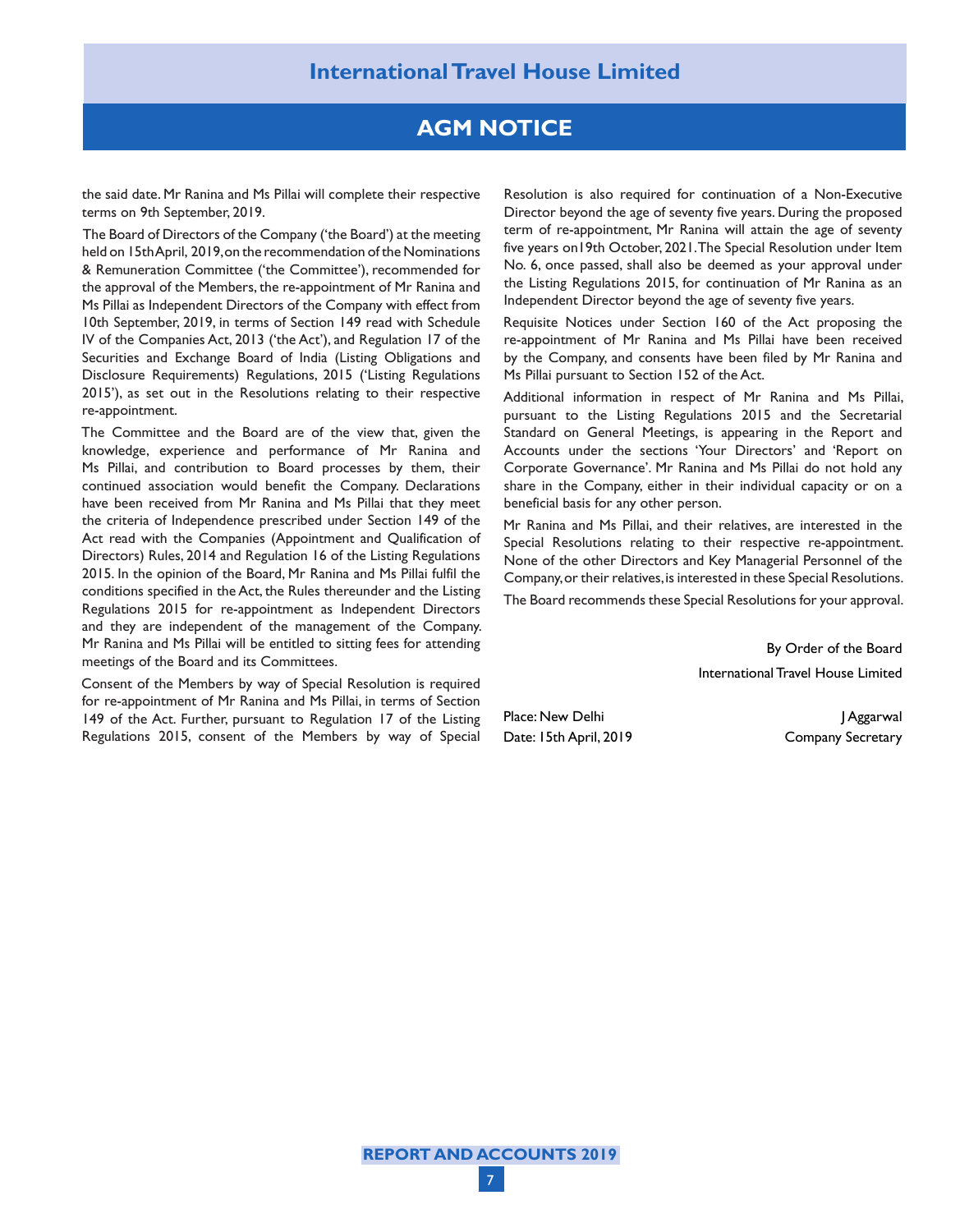the said date. Mr Ranina and Ms Pillai will complete their respective terms on 9th September, 2019.

The Board of Directors of the Company ('the Board') at the meeting held on 15th April, 2019, on the recommendation of the Nominations & Remuneration Committee ('the Committee'), recommended for the approval of the Members, the re-appointment of Mr Ranina and Ms Pillai as Independent Directors of the Company with effect from 10th September, 2019, in terms of Section 149 read with Schedule IV of the Companies Act, 2013 ('the Act'), and Regulation 17 of the Securities and Exchange Board of India (Listing Obligations and Disclosure Requirements) Regulations, 2015 ('Listing Regulations 2015'), as set out in the Resolutions relating to their respective re-appointment.

The Committee and the Board are of the view that, given the knowledge, experience and performance of Mr Ranina and Ms Pillai, and contribution to Board processes by them, their continued association would benefit the Company. Declarations have been received from Mr Ranina and Ms Pillai that they meet the criteria of Independence prescribed under Section 149 of the Act read with the Companies (Appointment and Qualification of Directors) Rules, 2014 and Regulation 16 of the Listing Regulations 2015. In the opinion of the Board, Mr Ranina and Ms Pillai fulfil the conditions specified in the Act, the Rules thereunder and the Listing Regulations 2015 for re-appointment as Independent Directors and they are independent of the management of the Company. Mr Ranina and Ms Pillai will be entitled to sitting fees for attending meetings of the Board and its Committees.

Consent of the Members by way of Special Resolution is required for re-appointment of Mr Ranina and Ms Pillai, in terms of Section 149 of the Act. Further, pursuant to Regulation 17 of the Listing Regulations 2015, consent of the Members by way of Special Resolution is also required for continuation of a Non-Executive Director beyond the age of seventy five years. During the proposed term of re-appointment, Mr Ranina will attain the age of seventy five years on19th October, 2021. The Special Resolution under Item No. 6, once passed, shall also be deemed as your approval under the Listing Regulations 2015, for continuation of Mr Ranina as an Independent Director beyond the age of seventy five years.

Requisite Notices under Section 160 of the Act proposing the re-appointment of Mr Ranina and Ms Pillai have been received by the Company, and consents have been filed by Mr Ranina and Ms Pillai pursuant to Section 152 of the Act.

Additional information in respect of Mr Ranina and Ms Pillai, pursuant to the Listing Regulations 2015 and the Secretarial Standard on General Meetings, is appearing in the Report and Accounts under the sections 'Your Directors' and 'Report on Corporate Governance'. Mr Ranina and Ms Pillai do not hold any share in the Company, either in their individual capacity or on a beneficial basis for any other person.

Mr Ranina and Ms Pillai, and their relatives, are interested in the Special Resolutions relating to their respective re-appointment. None of the other Directors and Key Managerial Personnel of the Company, or their relatives, is interested in these Special Resolutions.

The Board recommends these Special Resolutions for your approval.

By Order of the Board
International Travel House Limited

Place: New Delhi
Date: 15th April, 2019

J Aggarwal
Company Secretary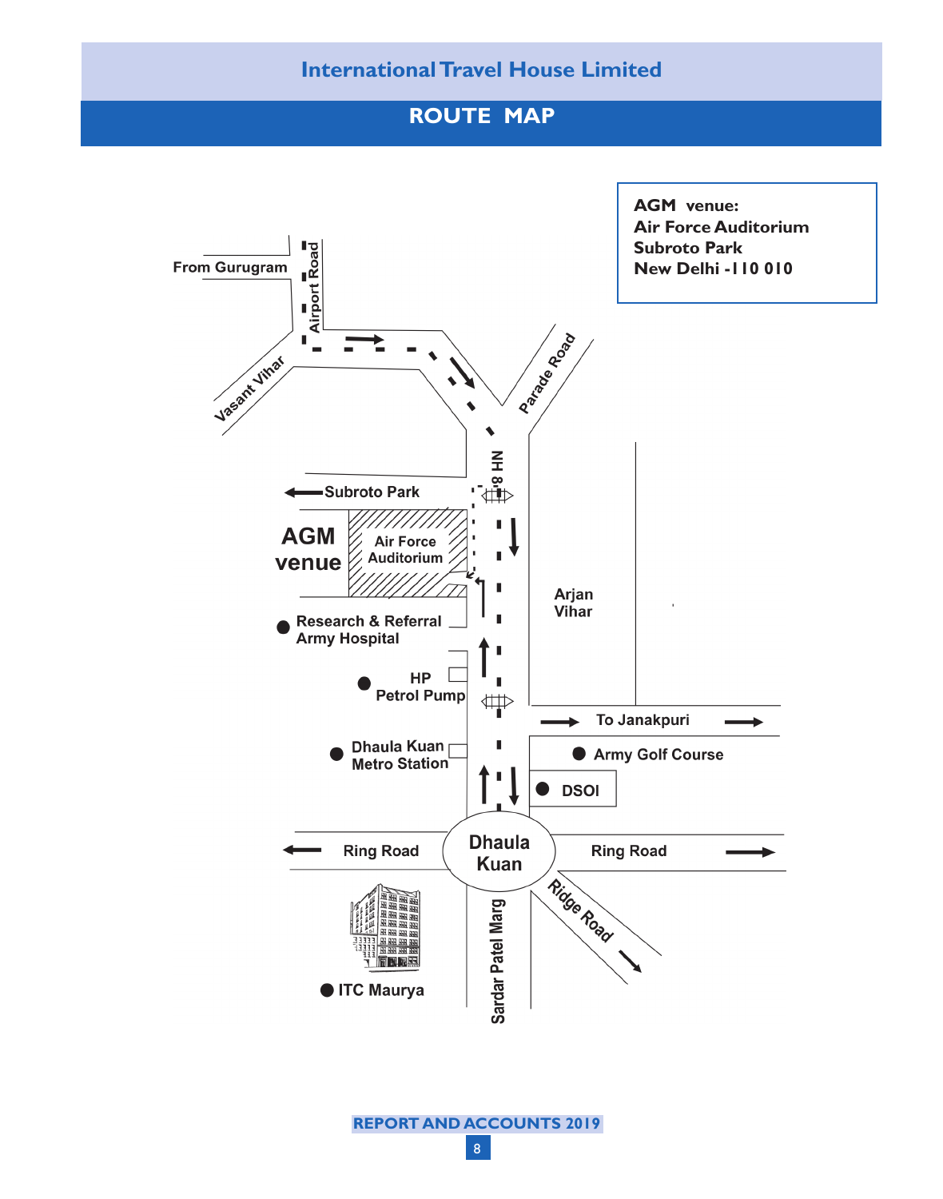# International Travel House Limited

## ROUTE MAP

**AGM venue:**
**Air Force Auditorium**
**Subroto Park**
**New Delhi -110 010**

From Gurugram

Airport Road

Vasant Vihar

Parade Road

NH 8

Subroto Park

AGM venue

Air Force Auditorium

Research & Referral Army Hospital

HP Petrol Pump

Dhaula Kuan Metro Station

Arjan Vihar

To Janakpuri

Army Golf Course

DSOI

Ring Road

Dhaula Kuan

Ring Road

Ridge Road

ITC Maurya

Sardar Patel Marg